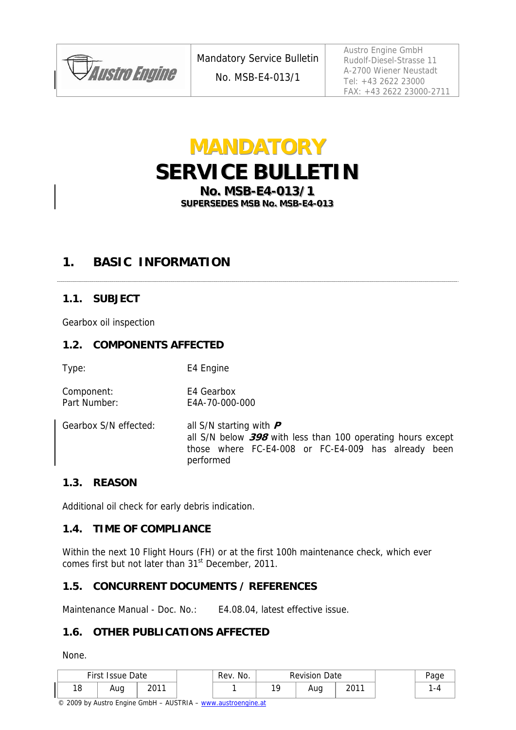# MANDATORY SERVICE BULLETIN

**No. MSB-E4-013/1**

**SUPERSEDES MSB No. MSB-E4-013**

## 1. BASIC INFORMATION

### 1.1. SUBJECT

Gearbox oil inspection

### 1.2. COMPONENTS AFFECTED

Type: E4 Engine

Component: E4 Gearbox
Part Number: E4A-70-000-000

Gearbox S/N effected: all S/N starting with ***P***
all S/N below ***398*** with less than 100 operating hours except those where FC-E4-008 or FC-E4-009 has already been performed

### 1.3. REASON

Additional oil check for early debris indication.

### 1.4. TIME OF COMPLIANCE

Within the next 10 Flight Hours (FH) or at the first 100h maintenance check, which ever comes first but not later than 31st December, 2011.

### 1.5. CONCURRENT DOCUMENTS / REFERENCES

Maintenance Manual - Doc. No.: E4.08.04, latest effective issue.

### 1.6. OTHER PUBLICATIONS AFFECTED

None.

| First Issue Date | | | Rev. No. | Revision Date | | |
|---|---|---|---|---|---|---|
| 18 | Aug | 2011 | 1 | 19 | Aug | 2011 |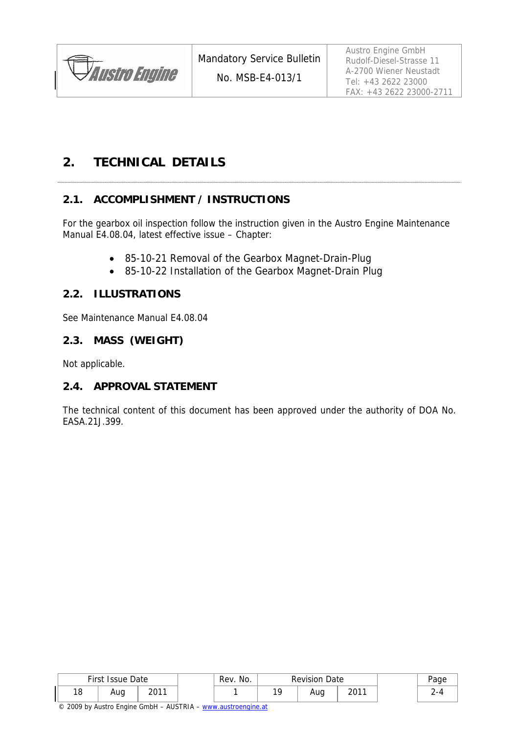# 2. TECHNICAL DETAILS

## 2.1. ACCOMPLISHMENT / INSTRUCTIONS

For the gearbox oil inspection follow the instruction given in the Austro Engine Maintenance Manual E4.08.04, latest effective issue – Chapter:

- 85-10-21 Removal of the Gearbox Magnet-Drain-Plug
- 85-10-22 Installation of the Gearbox Magnet-Drain Plug

## 2.2. ILLUSTRATIONS

See Maintenance Manual E4.08.04

## 2.3. MASS (WEIGHT)

Not applicable.

## 2.4. APPROVAL STATEMENT

The technical content of this document has been approved under the authority of DOA No. EASA.21J.399.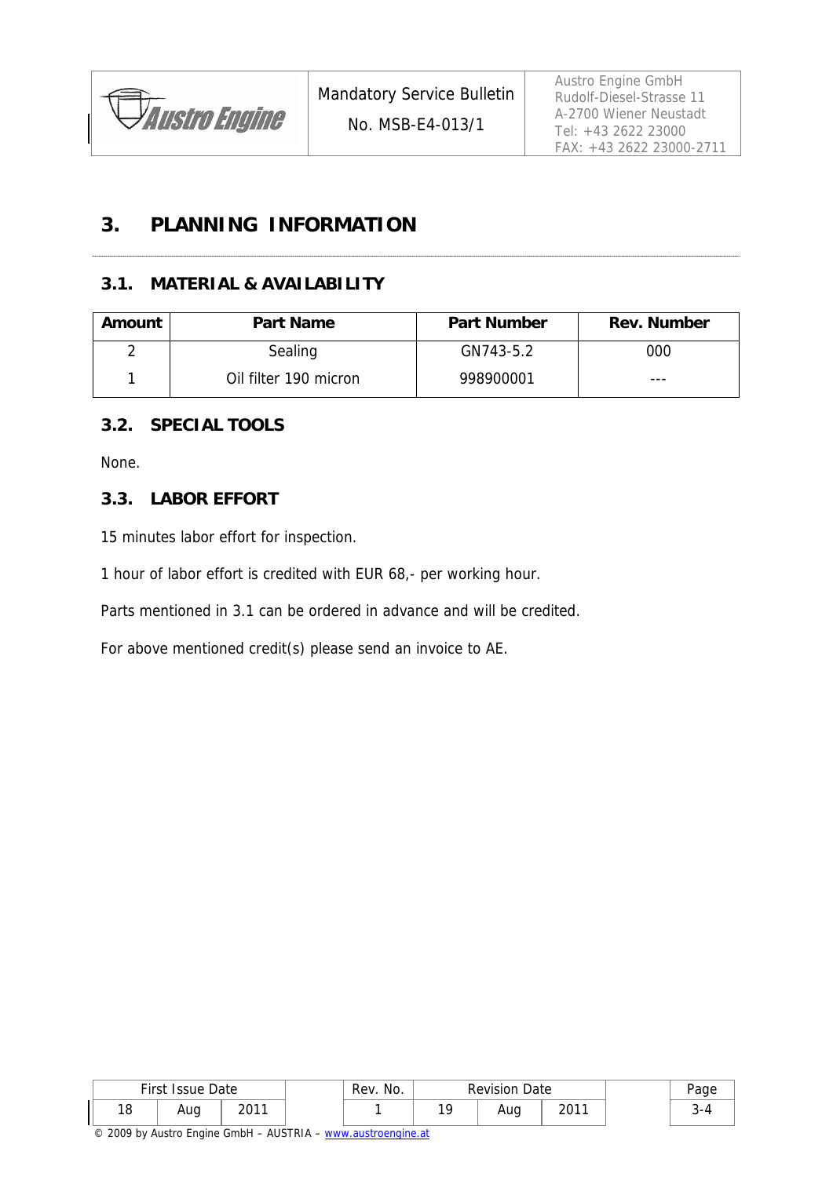# 3. PLANNING INFORMATION

## 3.1. MATERIAL & AVAILABILITY

| Amount | Part Name | Part Number | Rev. Number |
| --- | --- | --- | --- |
| 2 | Sealing | GN743-5.2 | 000 |
| 1 | Oil filter 190 micron | 998900001 | --- |

## 3.2. SPECIAL TOOLS

None.

## 3.3. LABOR EFFORT

15 minutes labor effort for inspection.

1 hour of labor effort is credited with EUR 68,- per working hour.

Parts mentioned in 3.1 can be ordered in advance and will be credited.

For above mentioned credit(s) please send an invoice to AE.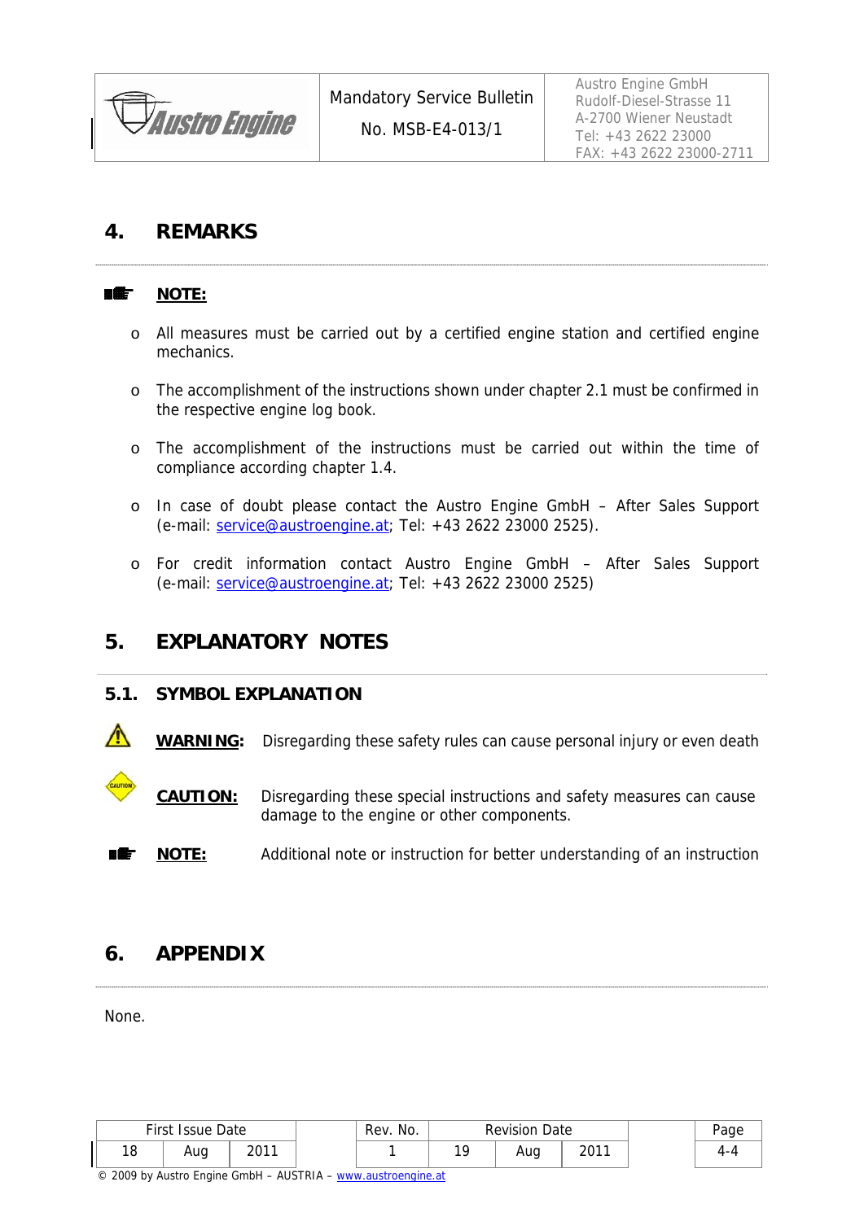## 4. REMARKS

**NOTE:**

- All measures must be carried out by a certified engine station and certified engine mechanics.
- The accomplishment of the instructions shown under chapter 2.1 must be confirmed in the respective engine log book.
- The accomplishment of the instructions must be carried out within the time of compliance according chapter 1.4.
- In case of doubt please contact the Austro Engine GmbH – After Sales Support (e-mail: service@austroengine.at; Tel: +43 2622 23000 2525).
- For credit information contact Austro Engine GmbH – After Sales Support (e-mail: service@austroengine.at; Tel: +43 2622 23000 2525)

## 5. EXPLANATORY NOTES

### 5.1. SYMBOL EXPLANATION

**WARNING:** Disregarding these safety rules can cause personal injury or even death

**CAUTION:** Disregarding these special instructions and safety measures can cause damage to the engine or other components.

**NOTE:** Additional note or instruction for better understanding of an instruction

## 6. APPENDIX

None.